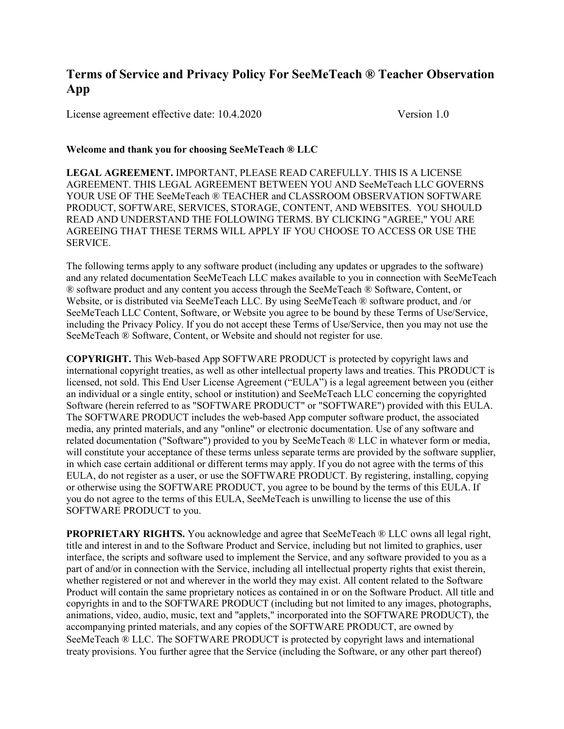# Terms of Service and Privacy Policy For SeeMeTeach ® Teacher Observation App

License agreement effective date: 10.4.2020 Version 1.0

**Welcome and thank you for choosing SeeMeTeach ® LLC**

**LEGAL AGREEMENT.** IMPORTANT, PLEASE READ CAREFULLY. THIS IS A LICENSE AGREEMENT. THIS LEGAL AGREEMENT BETWEEN YOU AND SeeMeTeach LLC GOVERNS YOUR USE OF THE SeeMeTeach ® TEACHER and CLASSROOM OBSERVATION SOFTWARE PRODUCT, SOFTWARE, SERVICES, STORAGE, CONTENT, AND WEBSITES. YOU SHOULD READ AND UNDERSTAND THE FOLLOWING TERMS. BY CLICKING "AGREE," YOU ARE AGREEING THAT THESE TERMS WILL APPLY IF YOU CHOOSE TO ACCESS OR USE THE SERVICE.

The following terms apply to any software product (including any updates or upgrades to the software) and any related documentation SeeMeTeach LLC makes available to you in connection with SeeMeTeach ® software product and any content you access through the SeeMeTeach ® Software, Content, or Website, or is distributed via SeeMeTeach LLC. By using SeeMeTeach ® software product, and /or SeeMeTeach LLC Content, Software, or Website you agree to be bound by these Terms of Use/Service, including the Privacy Policy. If you do not accept these Terms of Use/Service, then you may not use the SeeMeTeach ® Software, Content, or Website and should not register for use.

**COPYRIGHT.** This Web-based App SOFTWARE PRODUCT is protected by copyright laws and international copyright treaties, as well as other intellectual property laws and treaties. This PRODUCT is licensed, not sold. This End User License Agreement ("EULA") is a legal agreement between you (either an individual or a single entity, school or institution) and SeeMeTeach LLC concerning the copyrighted Software (herein referred to as "SOFTWARE PRODUCT" or "SOFTWARE") provided with this EULA. The SOFTWARE PRODUCT includes the web-based App computer software product, the associated media, any printed materials, and any "online" or electronic documentation. Use of any software and related documentation ("Software") provided to you by SeeMeTeach ® LLC in whatever form or media, will constitute your acceptance of these terms unless separate terms are provided by the software supplier, in which case certain additional or different terms may apply. If you do not agree with the terms of this EULA, do not register as a user, or use the SOFTWARE PRODUCT. By registering, installing, copying or otherwise using the SOFTWARE PRODUCT, you agree to be bound by the terms of this EULA. If you do not agree to the terms of this EULA, SeeMeTeach is unwilling to license the use of this SOFTWARE PRODUCT to you.

**PROPRIETARY RIGHTS.** You acknowledge and agree that SeeMeTeach ® LLC owns all legal right, title and interest in and to the Software Product and Service, including but not limited to graphics, user interface, the scripts and software used to implement the Service, and any software provided to you as a part of and/or in connection with the Service, including all intellectual property rights that exist therein, whether registered or not and wherever in the world they may exist. All content related to the Software Product will contain the same proprietary notices as contained in or on the Software Product. All title and copyrights in and to the SOFTWARE PRODUCT (including but not limited to any images, photographs, animations, video, audio, music, text and "applets," incorporated into the SOFTWARE PRODUCT), the accompanying printed materials, and any copies of the SOFTWARE PRODUCT, are owned by SeeMeTeach ® LLC. The SOFTWARE PRODUCT is protected by copyright laws and international treaty provisions. You further agree that the Service (including the Software, or any other part thereof)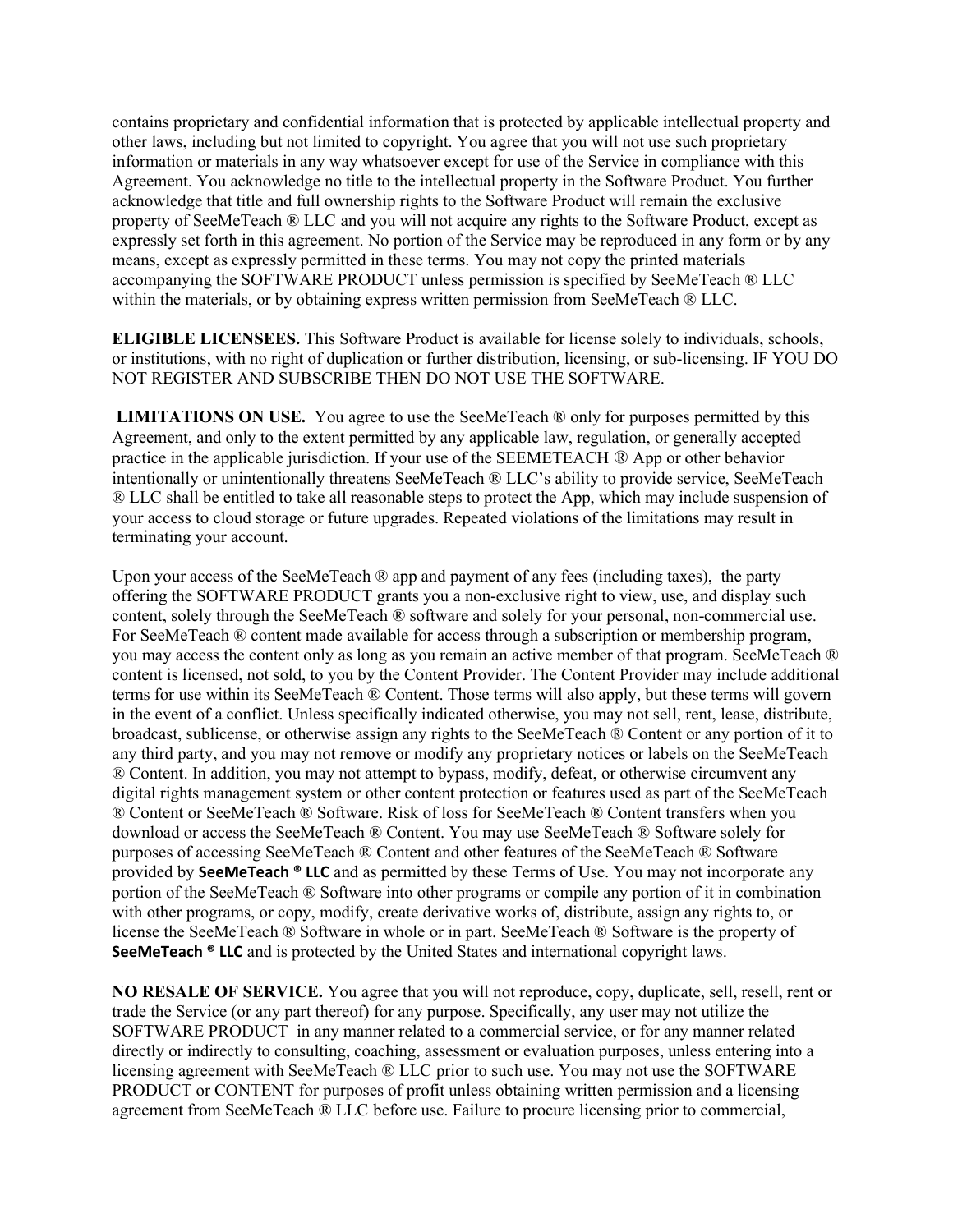contains proprietary and confidential information that is protected by applicable intellectual property and other laws, including but not limited to copyright. You agree that you will not use such proprietary information or materials in any way whatsoever except for use of the Service in compliance with this Agreement. You acknowledge no title to the intellectual property in the Software Product. You further acknowledge that title and full ownership rights to the Software Product will remain the exclusive property of SeeMeTeach ® LLC and you will not acquire any rights to the Software Product, except as expressly set forth in this agreement. No portion of the Service may be reproduced in any form or by any means, except as expressly permitted in these terms. You may not copy the printed materials accompanying the SOFTWARE PRODUCT unless permission is specified by SeeMeTeach ® LLC within the materials, or by obtaining express written permission from SeeMeTeach ® LLC.

**ELIGIBLE LICENSEES.** This Software Product is available for license solely to individuals, schools, or institutions, with no right of duplication or further distribution, licensing, or sub-licensing. IF YOU DO NOT REGISTER AND SUBSCRIBE THEN DO NOT USE THE SOFTWARE.

**LIMITATIONS ON USE.** You agree to use the SeeMeTeach ® only for purposes permitted by this Agreement, and only to the extent permitted by any applicable law, regulation, or generally accepted practice in the applicable jurisdiction. If your use of the SEEMETEACH ® App or other behavior intentionally or unintentionally threatens SeeMeTeach ® LLC's ability to provide service, SeeMeTeach ® LLC shall be entitled to take all reasonable steps to protect the App, which may include suspension of your access to cloud storage or future upgrades. Repeated violations of the limitations may result in terminating your account.

Upon your access of the SeeMeTeach ® app and payment of any fees (including taxes), the party offering the SOFTWARE PRODUCT grants you a non-exclusive right to view, use, and display such content, solely through the SeeMeTeach ® software and solely for your personal, non-commercial use. For SeeMeTeach ® content made available for access through a subscription or membership program, you may access the content only as long as you remain an active member of that program. SeeMeTeach ® content is licensed, not sold, to you by the Content Provider. The Content Provider may include additional terms for use within its SeeMeTeach ® Content. Those terms will also apply, but these terms will govern in the event of a conflict. Unless specifically indicated otherwise, you may not sell, rent, lease, distribute, broadcast, sublicense, or otherwise assign any rights to the SeeMeTeach ® Content or any portion of it to any third party, and you may not remove or modify any proprietary notices or labels on the SeeMeTeach ® Content. In addition, you may not attempt to bypass, modify, defeat, or otherwise circumvent any digital rights management system or other content protection or features used as part of the SeeMeTeach ® Content or SeeMeTeach ® Software. Risk of loss for SeeMeTeach ® Content transfers when you download or access the SeeMeTeach ® Content. You may use SeeMeTeach ® Software solely for purposes of accessing SeeMeTeach ® Content and other features of the SeeMeTeach ® Software provided by **SeeMeTeach ® LLC** and as permitted by these Terms of Use. You may not incorporate any portion of the SeeMeTeach ® Software into other programs or compile any portion of it in combination with other programs, or copy, modify, create derivative works of, distribute, assign any rights to, or license the SeeMeTeach ® Software in whole or in part. SeeMeTeach ® Software is the property of **SeeMeTeach ® LLC** and is protected by the United States and international copyright laws.

**NO RESALE OF SERVICE.** You agree that you will not reproduce, copy, duplicate, sell, resell, rent or trade the Service (or any part thereof) for any purpose. Specifically, any user may not utilize the SOFTWARE PRODUCT in any manner related to a commercial service, or for any manner related directly or indirectly to consulting, coaching, assessment or evaluation purposes, unless entering into a licensing agreement with SeeMeTeach ® LLC prior to such use. You may not use the SOFTWARE PRODUCT or CONTENT for purposes of profit unless obtaining written permission and a licensing agreement from SeeMeTeach ® LLC before use. Failure to procure licensing prior to commercial,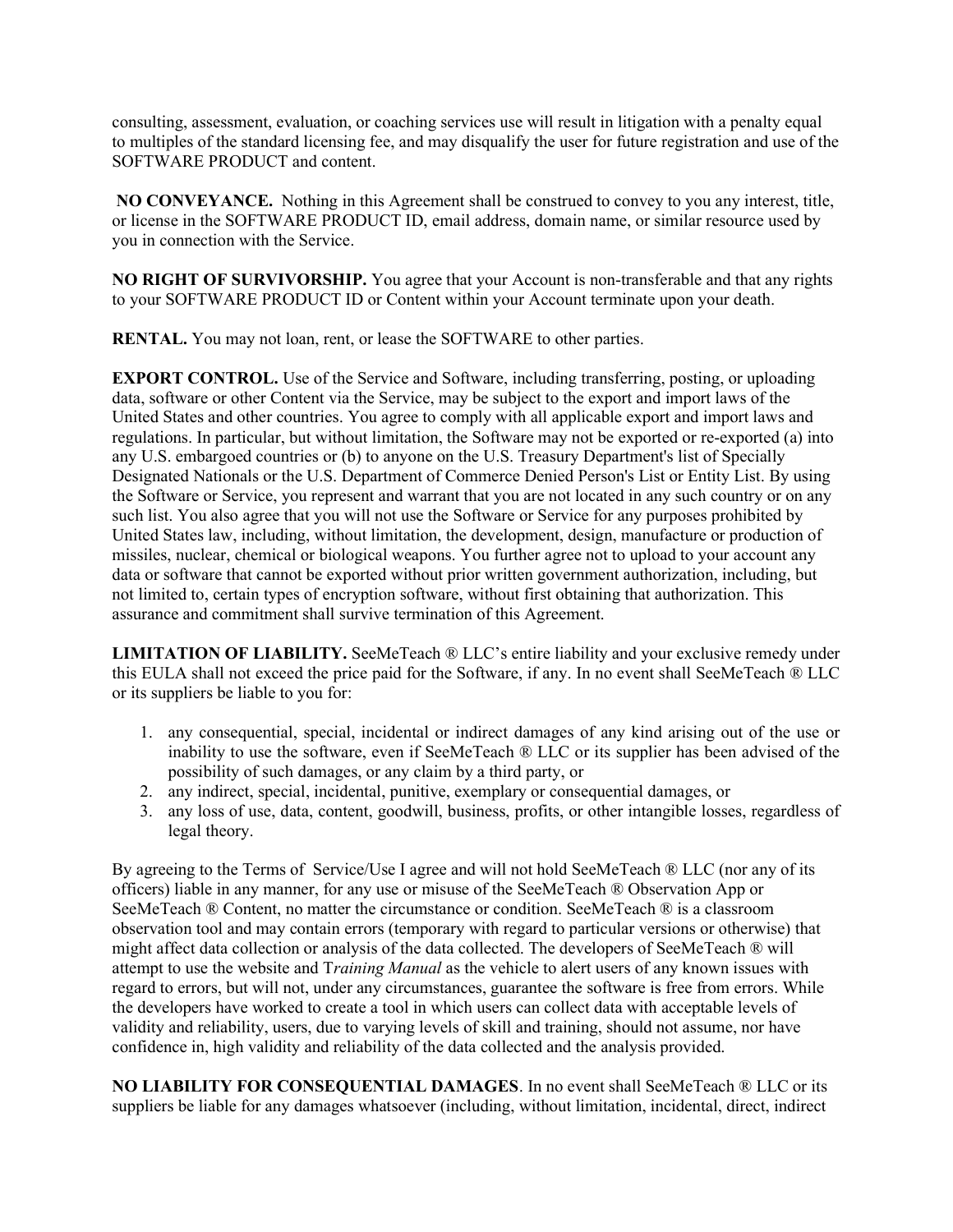consulting, assessment, evaluation, or coaching services use will result in litigation with a penalty equal to multiples of the standard licensing fee, and may disqualify the user for future registration and use of the SOFTWARE PRODUCT and content.

**NO CONVEYANCE.** Nothing in this Agreement shall be construed to convey to you any interest, title, or license in the SOFTWARE PRODUCT ID, email address, domain name, or similar resource used by you in connection with the Service.

**NO RIGHT OF SURVIVORSHIP.** You agree that your Account is non-transferable and that any rights to your SOFTWARE PRODUCT ID or Content within your Account terminate upon your death.

**RENTAL.** You may not loan, rent, or lease the SOFTWARE to other parties.

**EXPORT CONTROL.** Use of the Service and Software, including transferring, posting, or uploading data, software or other Content via the Service, may be subject to the export and import laws of the United States and other countries. You agree to comply with all applicable export and import laws and regulations. In particular, but without limitation, the Software may not be exported or re-exported (a) into any U.S. embargoed countries or (b) to anyone on the U.S. Treasury Department's list of Specially Designated Nationals or the U.S. Department of Commerce Denied Person's List or Entity List. By using the Software or Service, you represent and warrant that you are not located in any such country or on any such list. You also agree that you will not use the Software or Service for any purposes prohibited by United States law, including, without limitation, the development, design, manufacture or production of missiles, nuclear, chemical or biological weapons. You further agree not to upload to your account any data or software that cannot be exported without prior written government authorization, including, but not limited to, certain types of encryption software, without first obtaining that authorization. This assurance and commitment shall survive termination of this Agreement.

**LIMITATION OF LIABILITY.** SeeMeTeach ® LLC's entire liability and your exclusive remedy under this EULA shall not exceed the price paid for the Software, if any. In no event shall SeeMeTeach ® LLC or its suppliers be liable to you for:

1. any consequential, special, incidental or indirect damages of any kind arising out of the use or inability to use the software, even if SeeMeTeach ® LLC or its supplier has been advised of the possibility of such damages, or any claim by a third party, or
2. any indirect, special, incidental, punitive, exemplary or consequential damages, or
3. any loss of use, data, content, goodwill, business, profits, or other intangible losses, regardless of legal theory.

By agreeing to the Terms of Service/Use I agree and will not hold SeeMeTeach ® LLC (nor any of its officers) liable in any manner, for any use or misuse of the SeeMeTeach ® Observation App or SeeMeTeach ® Content, no matter the circumstance or condition. SeeMeTeach ® is a classroom observation tool and may contain errors (temporary with regard to particular versions or otherwise) that might affect data collection or analysis of the data collected. The developers of SeeMeTeach ® will attempt to use the website and T*raining Manual* as the vehicle to alert users of any known issues with regard to errors, but will not, under any circumstances, guarantee the software is free from errors. While the developers have worked to create a tool in which users can collect data with acceptable levels of validity and reliability, users, due to varying levels of skill and training, should not assume, nor have confidence in, high validity and reliability of the data collected and the analysis provided.

**NO LIABILITY FOR CONSEQUENTIAL DAMAGES**. In no event shall SeeMeTeach ® LLC or its suppliers be liable for any damages whatsoever (including, without limitation, incidental, direct, indirect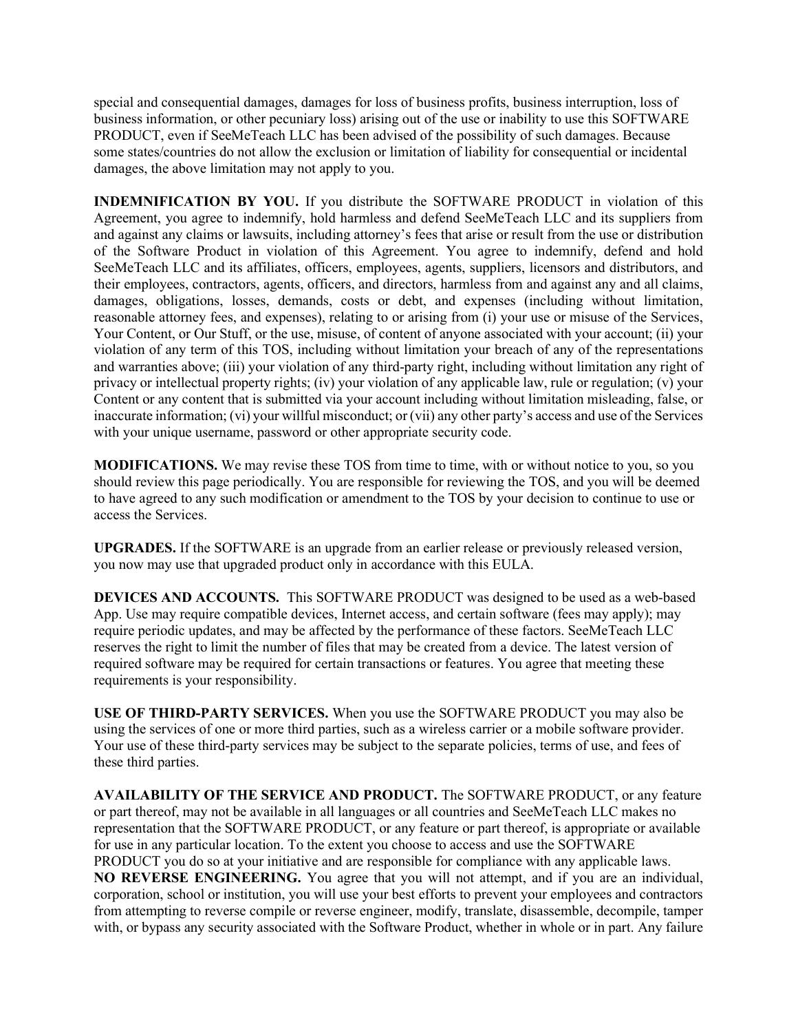special and consequential damages, damages for loss of business profits, business interruption, loss of business information, or other pecuniary loss) arising out of the use or inability to use this SOFTWARE PRODUCT, even if SeeMeTeach LLC has been advised of the possibility of such damages. Because some states/countries do not allow the exclusion or limitation of liability for consequential or incidental damages, the above limitation may not apply to you.

**INDEMNIFICATION BY YOU.** If you distribute the SOFTWARE PRODUCT in violation of this Agreement, you agree to indemnify, hold harmless and defend SeeMeTeach LLC and its suppliers from and against any claims or lawsuits, including attorney's fees that arise or result from the use or distribution of the Software Product in violation of this Agreement. You agree to indemnify, defend and hold SeeMeTeach LLC and its affiliates, officers, employees, agents, suppliers, licensors and distributors, and their employees, contractors, agents, officers, and directors, harmless from and against any and all claims, damages, obligations, losses, demands, costs or debt, and expenses (including without limitation, reasonable attorney fees, and expenses), relating to or arising from (i) your use or misuse of the Services, Your Content, or Our Stuff, or the use, misuse, of content of anyone associated with your account; (ii) your violation of any term of this TOS, including without limitation your breach of any of the representations and warranties above; (iii) your violation of any third-party right, including without limitation any right of privacy or intellectual property rights; (iv) your violation of any applicable law, rule or regulation; (v) your Content or any content that is submitted via your account including without limitation misleading, false, or inaccurate information; (vi) your willful misconduct; or (vii) any other party's access and use of the Services with your unique username, password or other appropriate security code.

**MODIFICATIONS.** We may revise these TOS from time to time, with or without notice to you, so you should review this page periodically. You are responsible for reviewing the TOS, and you will be deemed to have agreed to any such modification or amendment to the TOS by your decision to continue to use or access the Services.

**UPGRADES.** If the SOFTWARE is an upgrade from an earlier release or previously released version, you now may use that upgraded product only in accordance with this EULA.

**DEVICES AND ACCOUNTS.** This SOFTWARE PRODUCT was designed to be used as a web-based App. Use may require compatible devices, Internet access, and certain software (fees may apply); may require periodic updates, and may be affected by the performance of these factors. SeeMeTeach LLC reserves the right to limit the number of files that may be created from a device. The latest version of required software may be required for certain transactions or features. You agree that meeting these requirements is your responsibility.

**USE OF THIRD-PARTY SERVICES.** When you use the SOFTWARE PRODUCT you may also be using the services of one or more third parties, such as a wireless carrier or a mobile software provider. Your use of these third-party services may be subject to the separate policies, terms of use, and fees of these third parties.

**AVAILABILITY OF THE SERVICE AND PRODUCT.** The SOFTWARE PRODUCT, or any feature or part thereof, may not be available in all languages or all countries and SeeMeTeach LLC makes no representation that the SOFTWARE PRODUCT, or any feature or part thereof, is appropriate or available for use in any particular location. To the extent you choose to access and use the SOFTWARE PRODUCT you do so at your initiative and are responsible for compliance with any applicable laws.

**NO REVERSE ENGINEERING.** You agree that you will not attempt, and if you are an individual, corporation, school or institution, you will use your best efforts to prevent your employees and contractors from attempting to reverse compile or reverse engineer, modify, translate, disassemble, decompile, tamper with, or bypass any security associated with the Software Product, whether in whole or in part. Any failure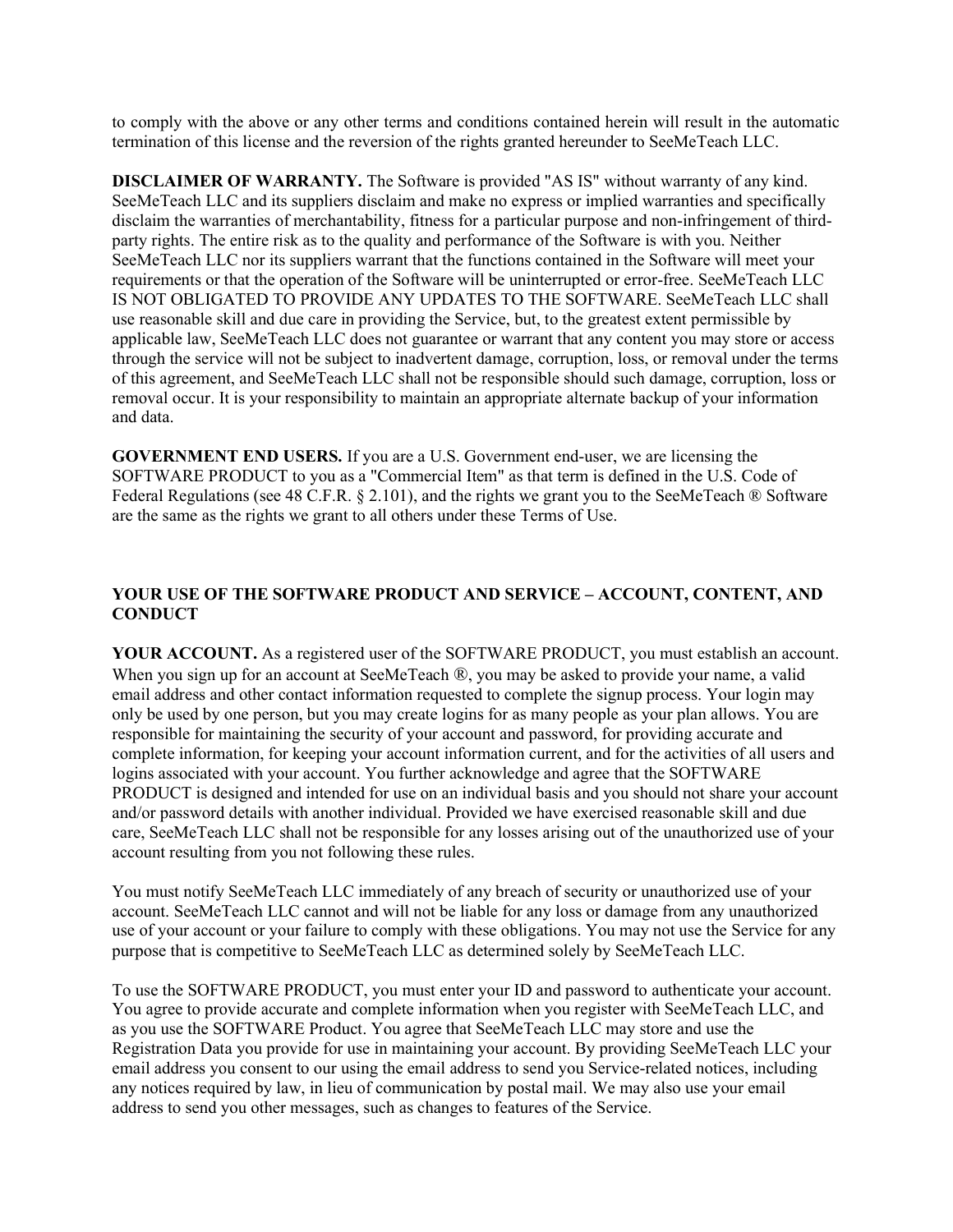to comply with the above or any other terms and conditions contained herein will result in the automatic termination of this license and the reversion of the rights granted hereunder to SeeMeTeach LLC.

**DISCLAIMER OF WARRANTY.** The Software is provided "AS IS" without warranty of any kind. SeeMeTeach LLC and its suppliers disclaim and make no express or implied warranties and specifically disclaim the warranties of merchantability, fitness for a particular purpose and non-infringement of third-party rights. The entire risk as to the quality and performance of the Software is with you. Neither SeeMeTeach LLC nor its suppliers warrant that the functions contained in the Software will meet your requirements or that the operation of the Software will be uninterrupted or error-free. SeeMeTeach LLC IS NOT OBLIGATED TO PROVIDE ANY UPDATES TO THE SOFTWARE. SeeMeTeach LLC shall use reasonable skill and due care in providing the Service, but, to the greatest extent permissible by applicable law, SeeMeTeach LLC does not guarantee or warrant that any content you may store or access through the service will not be subject to inadvertent damage, corruption, loss, or removal under the terms of this agreement, and SeeMeTeach LLC shall not be responsible should such damage, corruption, loss or removal occur. It is your responsibility to maintain an appropriate alternate backup of your information and data.

**GOVERNMENT END USERS.** If you are a U.S. Government end-user, we are licensing the SOFTWARE PRODUCT to you as a "Commercial Item" as that term is defined in the U.S. Code of Federal Regulations (see 48 C.F.R. § 2.101), and the rights we grant you to the SeeMeTeach ® Software are the same as the rights we grant to all others under these Terms of Use.

## YOUR USE OF THE SOFTWARE PRODUCT AND SERVICE – ACCOUNT, CONTENT, AND CONDUCT

**YOUR ACCOUNT.** As a registered user of the SOFTWARE PRODUCT, you must establish an account. When you sign up for an account at SeeMeTeach ®, you may be asked to provide your name, a valid email address and other contact information requested to complete the signup process. Your login may only be used by one person, but you may create logins for as many people as your plan allows. You are responsible for maintaining the security of your account and password, for providing accurate and complete information, for keeping your account information current, and for the activities of all users and logins associated with your account. You further acknowledge and agree that the SOFTWARE PRODUCT is designed and intended for use on an individual basis and you should not share your account and/or password details with another individual. Provided we have exercised reasonable skill and due care, SeeMeTeach LLC shall not be responsible for any losses arising out of the unauthorized use of your account resulting from you not following these rules.

You must notify SeeMeTeach LLC immediately of any breach of security or unauthorized use of your account. SeeMeTeach LLC cannot and will not be liable for any loss or damage from any unauthorized use of your account or your failure to comply with these obligations. You may not use the Service for any purpose that is competitive to SeeMeTeach LLC as determined solely by SeeMeTeach LLC.

To use the SOFTWARE PRODUCT, you must enter your ID and password to authenticate your account. You agree to provide accurate and complete information when you register with SeeMeTeach LLC, and as you use the SOFTWARE Product. You agree that SeeMeTeach LLC may store and use the Registration Data you provide for use in maintaining your account. By providing SeeMeTeach LLC your email address you consent to our using the email address to send you Service-related notices, including any notices required by law, in lieu of communication by postal mail. We may also use your email address to send you other messages, such as changes to features of the Service.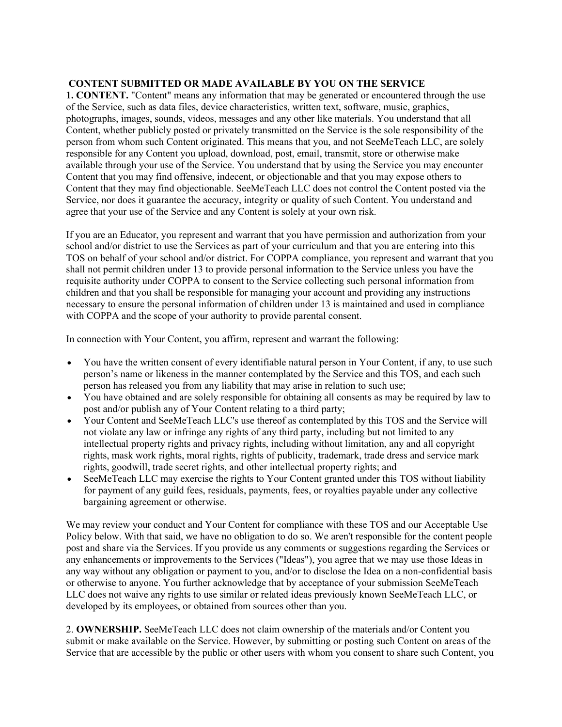## CONTENT SUBMITTED OR MADE AVAILABLE BY YOU ON THE SERVICE

**1. CONTENT.** "Content" means any information that may be generated or encountered through the use of the Service, such as data files, device characteristics, written text, software, music, graphics, photographs, images, sounds, videos, messages and any other like materials. You understand that all Content, whether publicly posted or privately transmitted on the Service is the sole responsibility of the person from whom such Content originated. This means that you, and not SeeMeTeach LLC, are solely responsible for any Content you upload, download, post, email, transmit, store or otherwise make available through your use of the Service. You understand that by using the Service you may encounter Content that you may find offensive, indecent, or objectionable and that you may expose others to Content that they may find objectionable. SeeMeTeach LLC does not control the Content posted via the Service, nor does it guarantee the accuracy, integrity or quality of such Content. You understand and agree that your use of the Service and any Content is solely at your own risk.

If you are an Educator, you represent and warrant that you have permission and authorization from your school and/or district to use the Services as part of your curriculum and that you are entering into this TOS on behalf of your school and/or district. For COPPA compliance, you represent and warrant that you shall not permit children under 13 to provide personal information to the Service unless you have the requisite authority under COPPA to consent to the Service collecting such personal information from children and that you shall be responsible for managing your account and providing any instructions necessary to ensure the personal information of children under 13 is maintained and used in compliance with COPPA and the scope of your authority to provide parental consent.

In connection with Your Content, you affirm, represent and warrant the following:

- You have the written consent of every identifiable natural person in Your Content, if any, to use such person's name or likeness in the manner contemplated by the Service and this TOS, and each such person has released you from any liability that may arise in relation to such use;
- You have obtained and are solely responsible for obtaining all consents as may be required by law to post and/or publish any of Your Content relating to a third party;
- Your Content and SeeMeTeach LLC's use thereof as contemplated by this TOS and the Service will not violate any law or infringe any rights of any third party, including but not limited to any intellectual property rights and privacy rights, including without limitation, any and all copyright rights, mask work rights, moral rights, rights of publicity, trademark, trade dress and service mark rights, goodwill, trade secret rights, and other intellectual property rights; and
- SeeMeTeach LLC may exercise the rights to Your Content granted under this TOS without liability for payment of any guild fees, residuals, payments, fees, or royalties payable under any collective bargaining agreement or otherwise.

We may review your conduct and Your Content for compliance with these TOS and our Acceptable Use Policy below. With that said, we have no obligation to do so. We aren't responsible for the content people post and share via the Services. If you provide us any comments or suggestions regarding the Services or any enhancements or improvements to the Services ("Ideas"), you agree that we may use those Ideas in any way without any obligation or payment to you, and/or to disclose the Idea on a non-confidential basis or otherwise to anyone. You further acknowledge that by acceptance of your submission SeeMeTeach LLC does not waive any rights to use similar or related ideas previously known SeeMeTeach LLC, or developed by its employees, or obtained from sources other than you.

2. **OWNERSHIP.** SeeMeTeach LLC does not claim ownership of the materials and/or Content you submit or make available on the Service. However, by submitting or posting such Content on areas of the Service that are accessible by the public or other users with whom you consent to share such Content, you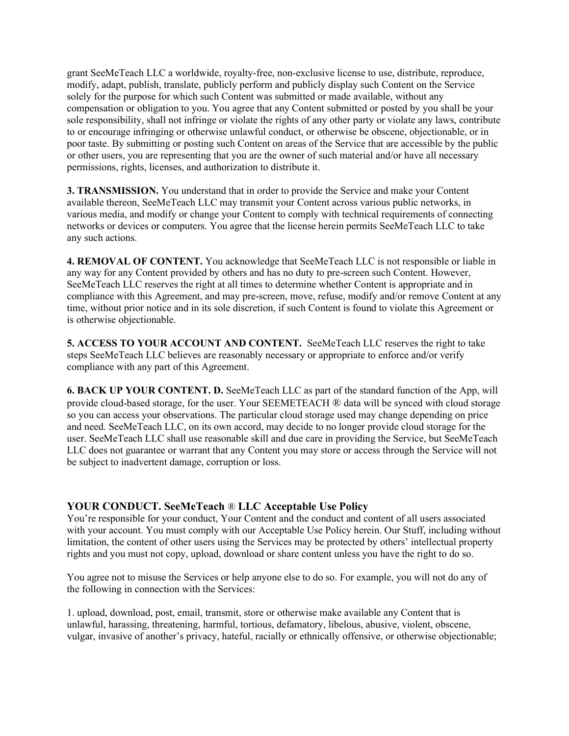grant SeeMeTeach LLC a worldwide, royalty-free, non-exclusive license to use, distribute, reproduce, modify, adapt, publish, translate, publicly perform and publicly display such Content on the Service solely for the purpose for which such Content was submitted or made available, without any compensation or obligation to you. You agree that any Content submitted or posted by you shall be your sole responsibility, shall not infringe or violate the rights of any other party or violate any laws, contribute to or encourage infringing or otherwise unlawful conduct, or otherwise be obscene, objectionable, or in poor taste. By submitting or posting such Content on areas of the Service that are accessible by the public or other users, you are representing that you are the owner of such material and/or have all necessary permissions, rights, licenses, and authorization to distribute it.

**3. TRANSMISSION.** You understand that in order to provide the Service and make your Content available thereon, SeeMeTeach LLC may transmit your Content across various public networks, in various media, and modify or change your Content to comply with technical requirements of connecting networks or devices or computers. You agree that the license herein permits SeeMeTeach LLC to take any such actions.

**4. REMOVAL OF CONTENT.** You acknowledge that SeeMeTeach LLC is not responsible or liable in any way for any Content provided by others and has no duty to pre-screen such Content. However, SeeMeTeach LLC reserves the right at all times to determine whether Content is appropriate and in compliance with this Agreement, and may pre-screen, move, refuse, modify and/or remove Content at any time, without prior notice and in its sole discretion, if such Content is found to violate this Agreement or is otherwise objectionable.

**5. ACCESS TO YOUR ACCOUNT AND CONTENT.** SeeMeTeach LLC reserves the right to take steps SeeMeTeach LLC believes are reasonably necessary or appropriate to enforce and/or verify compliance with any part of this Agreement.

**6. BACK UP YOUR CONTENT. D.** SeeMeTeach LLC as part of the standard function of the App, will provide cloud-based storage, for the user. Your SEEMETEACH ® data will be synced with cloud storage so you can access your observations. The particular cloud storage used may change depending on price and need. SeeMeTeach LLC, on its own accord, may decide to no longer provide cloud storage for the user. SeeMeTeach LLC shall use reasonable skill and due care in providing the Service, but SeeMeTeach LLC does not guarantee or warrant that any Content you may store or access through the Service will not be subject to inadvertent damage, corruption or loss.

## YOUR CONDUCT. SeeMeTeach ® LLC Acceptable Use Policy

You're responsible for your conduct, Your Content and the conduct and content of all users associated with your account. You must comply with our Acceptable Use Policy herein. Our Stuff, including without limitation, the content of other users using the Services may be protected by others' intellectual property rights and you must not copy, upload, download or share content unless you have the right to do so.

You agree not to misuse the Services or help anyone else to do so. For example, you will not do any of the following in connection with the Services:

1. upload, download, post, email, transmit, store or otherwise make available any Content that is unlawful, harassing, threatening, harmful, tortious, defamatory, libelous, abusive, violent, obscene, vulgar, invasive of another's privacy, hateful, racially or ethnically offensive, or otherwise objectionable;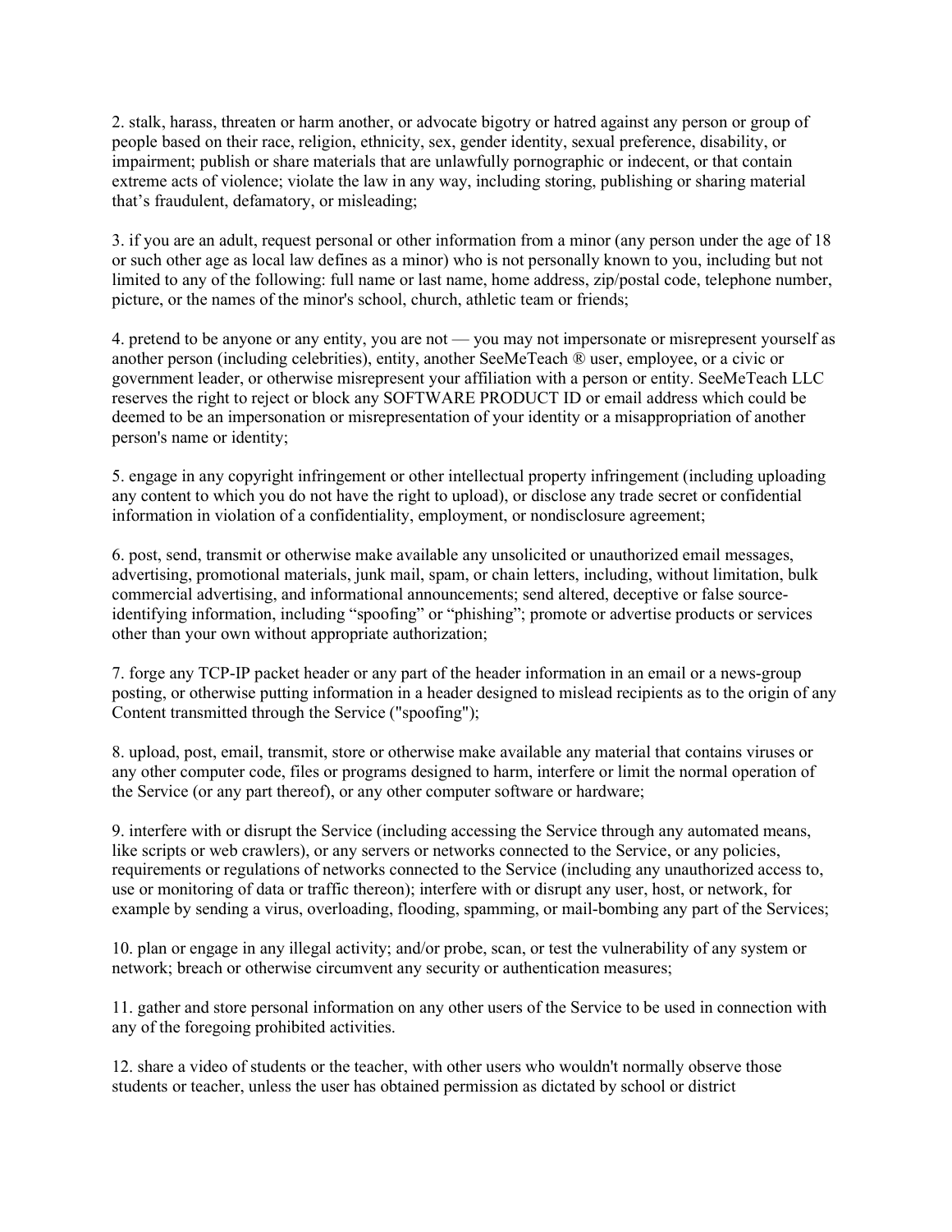2. stalk, harass, threaten or harm another, or advocate bigotry or hatred against any person or group of people based on their race, religion, ethnicity, sex, gender identity, sexual preference, disability, or impairment; publish or share materials that are unlawfully pornographic or indecent, or that contain extreme acts of violence; violate the law in any way, including storing, publishing or sharing material that's fraudulent, defamatory, or misleading;

3. if you are an adult, request personal or other information from a minor (any person under the age of 18 or such other age as local law defines as a minor) who is not personally known to you, including but not limited to any of the following: full name or last name, home address, zip/postal code, telephone number, picture, or the names of the minor's school, church, athletic team or friends;

4. pretend to be anyone or any entity, you are not — you may not impersonate or misrepresent yourself as another person (including celebrities), entity, another SeeMeTeach ® user, employee, or a civic or government leader, or otherwise misrepresent your affiliation with a person or entity. SeeMeTeach LLC reserves the right to reject or block any SOFTWARE PRODUCT ID or email address which could be deemed to be an impersonation or misrepresentation of your identity or a misappropriation of another person's name or identity;

5. engage in any copyright infringement or other intellectual property infringement (including uploading any content to which you do not have the right to upload), or disclose any trade secret or confidential information in violation of a confidentiality, employment, or nondisclosure agreement;

6. post, send, transmit or otherwise make available any unsolicited or unauthorized email messages, advertising, promotional materials, junk mail, spam, or chain letters, including, without limitation, bulk commercial advertising, and informational announcements; send altered, deceptive or false source-identifying information, including "spoofing" or "phishing"; promote or advertise products or services other than your own without appropriate authorization;

7. forge any TCP-IP packet header or any part of the header information in an email or a news-group posting, or otherwise putting information in a header designed to mislead recipients as to the origin of any Content transmitted through the Service ("spoofing");

8. upload, post, email, transmit, store or otherwise make available any material that contains viruses or any other computer code, files or programs designed to harm, interfere or limit the normal operation of the Service (or any part thereof), or any other computer software or hardware;

9. interfere with or disrupt the Service (including accessing the Service through any automated means, like scripts or web crawlers), or any servers or networks connected to the Service, or any policies, requirements or regulations of networks connected to the Service (including any unauthorized access to, use or monitoring of data or traffic thereon); interfere with or disrupt any user, host, or network, for example by sending a virus, overloading, flooding, spamming, or mail-bombing any part of the Services;

10. plan or engage in any illegal activity; and/or probe, scan, or test the vulnerability of any system or network; breach or otherwise circumvent any security or authentication measures;

11. gather and store personal information on any other users of the Service to be used in connection with any of the foregoing prohibited activities.

12. share a video of students or the teacher, with other users who wouldn't normally observe those students or teacher, unless the user has obtained permission as dictated by school or district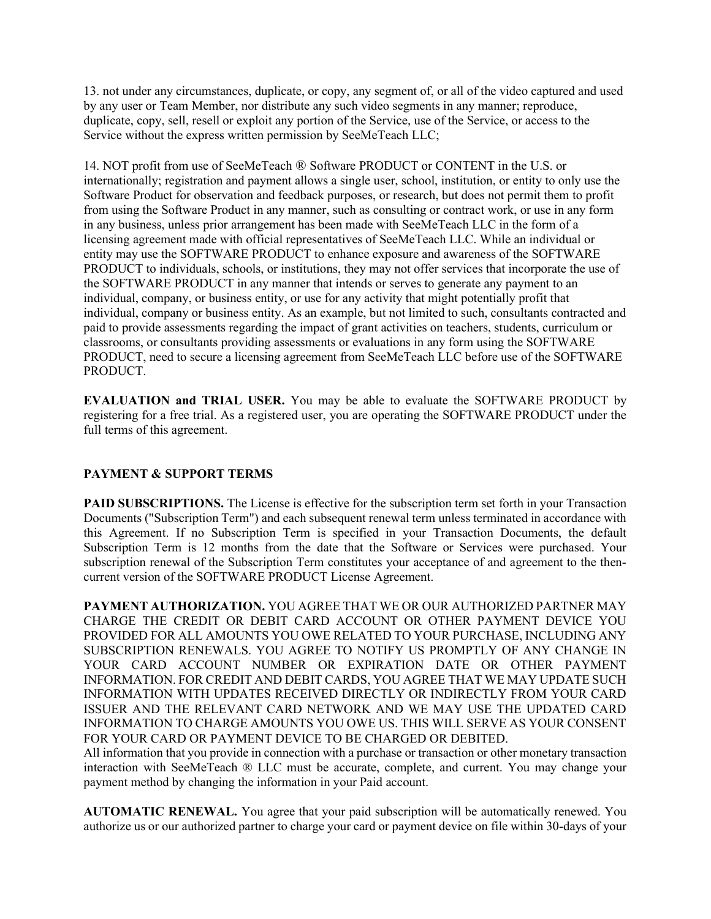13. not under any circumstances, duplicate, or copy, any segment of, or all of the video captured and used by any user or Team Member, nor distribute any such video segments in any manner; reproduce, duplicate, copy, sell, resell or exploit any portion of the Service, use of the Service, or access to the Service without the express written permission by SeeMeTeach LLC;

14. NOT profit from use of SeeMeTeach ® Software PRODUCT or CONTENT in the U.S. or internationally; registration and payment allows a single user, school, institution, or entity to only use the Software Product for observation and feedback purposes, or research, but does not permit them to profit from using the Software Product in any manner, such as consulting or contract work, or use in any form in any business, unless prior arrangement has been made with SeeMeTeach LLC in the form of a licensing agreement made with official representatives of SeeMeTeach LLC. While an individual or entity may use the SOFTWARE PRODUCT to enhance exposure and awareness of the SOFTWARE PRODUCT to individuals, schools, or institutions, they may not offer services that incorporate the use of the SOFTWARE PRODUCT in any manner that intends or serves to generate any payment to an individual, company, or business entity, or use for any activity that might potentially profit that individual, company or business entity. As an example, but not limited to such, consultants contracted and paid to provide assessments regarding the impact of grant activities on teachers, students, curriculum or classrooms, or consultants providing assessments or evaluations in any form using the SOFTWARE PRODUCT, need to secure a licensing agreement from SeeMeTeach LLC before use of the SOFTWARE PRODUCT.

**EVALUATION and TRIAL USER.** You may be able to evaluate the SOFTWARE PRODUCT by registering for a free trial. As a registered user, you are operating the SOFTWARE PRODUCT under the full terms of this agreement.

## PAYMENT & SUPPORT TERMS

**PAID SUBSCRIPTIONS.** The License is effective for the subscription term set forth in your Transaction Documents ("Subscription Term") and each subsequent renewal term unless terminated in accordance with this Agreement. If no Subscription Term is specified in your Transaction Documents, the default Subscription Term is 12 months from the date that the Software or Services were purchased. Your subscription renewal of the Subscription Term constitutes your acceptance of and agreement to the then-current version of the SOFTWARE PRODUCT License Agreement.

**PAYMENT AUTHORIZATION.** YOU AGREE THAT WE OR OUR AUTHORIZED PARTNER MAY CHARGE THE CREDIT OR DEBIT CARD ACCOUNT OR OTHER PAYMENT DEVICE YOU PROVIDED FOR ALL AMOUNTS YOU OWE RELATED TO YOUR PURCHASE, INCLUDING ANY SUBSCRIPTION RENEWALS. YOU AGREE TO NOTIFY US PROMPTLY OF ANY CHANGE IN YOUR CARD ACCOUNT NUMBER OR EXPIRATION DATE OR OTHER PAYMENT INFORMATION. FOR CREDIT AND DEBIT CARDS, YOU AGREE THAT WE MAY UPDATE SUCH INFORMATION WITH UPDATES RECEIVED DIRECTLY OR INDIRECTLY FROM YOUR CARD ISSUER AND THE RELEVANT CARD NETWORK AND WE MAY USE THE UPDATED CARD INFORMATION TO CHARGE AMOUNTS YOU OWE US. THIS WILL SERVE AS YOUR CONSENT FOR YOUR CARD OR PAYMENT DEVICE TO BE CHARGED OR DEBITED.
All information that you provide in connection with a purchase or transaction or other monetary transaction interaction with SeeMeTeach ® LLC must be accurate, complete, and current. You may change your payment method by changing the information in your Paid account.

**AUTOMATIC RENEWAL.** You agree that your paid subscription will be automatically renewed. You authorize us or our authorized partner to charge your card or payment device on file within 30-days of your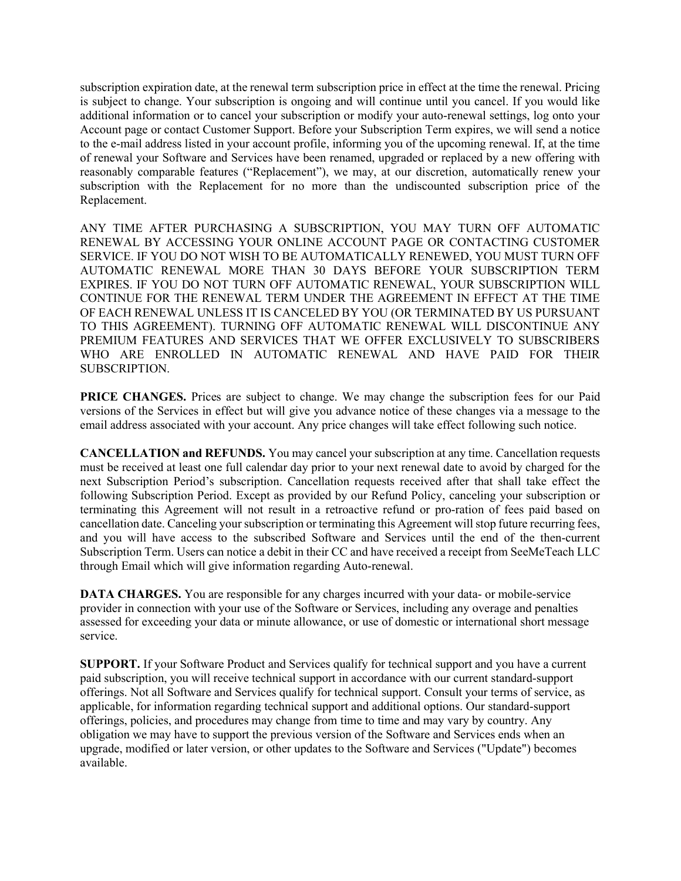subscription expiration date, at the renewal term subscription price in effect at the time the renewal. Pricing is subject to change. Your subscription is ongoing and will continue until you cancel. If you would like additional information or to cancel your subscription or modify your auto-renewal settings, log onto your Account page or contact Customer Support. Before your Subscription Term expires, we will send a notice to the e-mail address listed in your account profile, informing you of the upcoming renewal. If, at the time of renewal your Software and Services have been renamed, upgraded or replaced by a new offering with reasonably comparable features ("Replacement"), we may, at our discretion, automatically renew your subscription with the Replacement for no more than the undiscounted subscription price of the Replacement.

ANY TIME AFTER PURCHASING A SUBSCRIPTION, YOU MAY TURN OFF AUTOMATIC RENEWAL BY ACCESSING YOUR ONLINE ACCOUNT PAGE OR CONTACTING CUSTOMER SERVICE. IF YOU DO NOT WISH TO BE AUTOMATICALLY RENEWED, YOU MUST TURN OFF AUTOMATIC RENEWAL MORE THAN 30 DAYS BEFORE YOUR SUBSCRIPTION TERM EXPIRES. IF YOU DO NOT TURN OFF AUTOMATIC RENEWAL, YOUR SUBSCRIPTION WILL CONTINUE FOR THE RENEWAL TERM UNDER THE AGREEMENT IN EFFECT AT THE TIME OF EACH RENEWAL UNLESS IT IS CANCELED BY YOU (OR TERMINATED BY US PURSUANT TO THIS AGREEMENT). TURNING OFF AUTOMATIC RENEWAL WILL DISCONTINUE ANY PREMIUM FEATURES AND SERVICES THAT WE OFFER EXCLUSIVELY TO SUBSCRIBERS WHO ARE ENROLLED IN AUTOMATIC RENEWAL AND HAVE PAID FOR THEIR SUBSCRIPTION.

**PRICE CHANGES.** Prices are subject to change. We may change the subscription fees for our Paid versions of the Services in effect but will give you advance notice of these changes via a message to the email address associated with your account. Any price changes will take effect following such notice.

**CANCELLATION and REFUNDS.** You may cancel your subscription at any time. Cancellation requests must be received at least one full calendar day prior to your next renewal date to avoid by charged for the next Subscription Period's subscription. Cancellation requests received after that shall take effect the following Subscription Period. Except as provided by our Refund Policy, canceling your subscription or terminating this Agreement will not result in a retroactive refund or pro-ration of fees paid based on cancellation date. Canceling your subscription or terminating this Agreement will stop future recurring fees, and you will have access to the subscribed Software and Services until the end of the then-current Subscription Term. Users can notice a debit in their CC and have received a receipt from SeeMeTeach LLC through Email which will give information regarding Auto-renewal.

**DATA CHARGES.** You are responsible for any charges incurred with your data- or mobile-service provider in connection with your use of the Software or Services, including any overage and penalties assessed for exceeding your data or minute allowance, or use of domestic or international short message service.

**SUPPORT.** If your Software Product and Services qualify for technical support and you have a current paid subscription, you will receive technical support in accordance with our current standard-support offerings. Not all Software and Services qualify for technical support. Consult your terms of service, as applicable, for information regarding technical support and additional options. Our standard-support offerings, policies, and procedures may change from time to time and may vary by country. Any obligation we may have to support the previous version of the Software and Services ends when an upgrade, modified or later version, or other updates to the Software and Services ("Update") becomes available.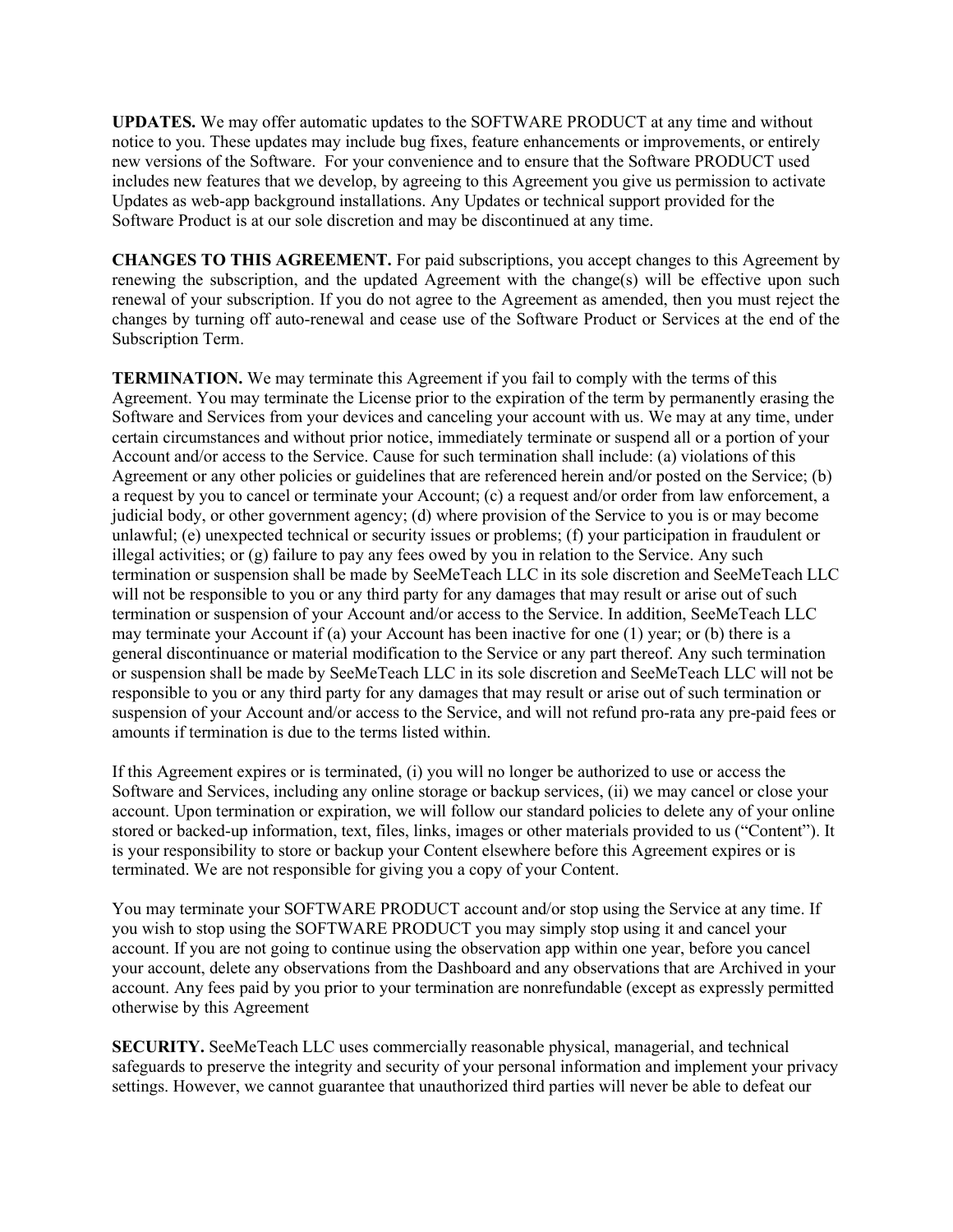**UPDATES.** We may offer automatic updates to the SOFTWARE PRODUCT at any time and without notice to you. These updates may include bug fixes, feature enhancements or improvements, or entirely new versions of the Software. For your convenience and to ensure that the Software PRODUCT used includes new features that we develop, by agreeing to this Agreement you give us permission to activate Updates as web-app background installations. Any Updates or technical support provided for the Software Product is at our sole discretion and may be discontinued at any time.

**CHANGES TO THIS AGREEMENT.** For paid subscriptions, you accept changes to this Agreement by renewing the subscription, and the updated Agreement with the change(s) will be effective upon such renewal of your subscription. If you do not agree to the Agreement as amended, then you must reject the changes by turning off auto-renewal and cease use of the Software Product or Services at the end of the Subscription Term.

**TERMINATION.** We may terminate this Agreement if you fail to comply with the terms of this Agreement. You may terminate the License prior to the expiration of the term by permanently erasing the Software and Services from your devices and canceling your account with us. We may at any time, under certain circumstances and without prior notice, immediately terminate or suspend all or a portion of your Account and/or access to the Service. Cause for such termination shall include: (a) violations of this Agreement or any other policies or guidelines that are referenced herein and/or posted on the Service; (b) a request by you to cancel or terminate your Account; (c) a request and/or order from law enforcement, a judicial body, or other government agency; (d) where provision of the Service to you is or may become unlawful; (e) unexpected technical or security issues or problems; (f) your participation in fraudulent or illegal activities; or (g) failure to pay any fees owed by you in relation to the Service. Any such termination or suspension shall be made by SeeMeTeach LLC in its sole discretion and SeeMeTeach LLC will not be responsible to you or any third party for any damages that may result or arise out of such termination or suspension of your Account and/or access to the Service. In addition, SeeMeTeach LLC may terminate your Account if (a) your Account has been inactive for one (1) year; or (b) there is a general discontinuance or material modification to the Service or any part thereof. Any such termination or suspension shall be made by SeeMeTeach LLC in its sole discretion and SeeMeTeach LLC will not be responsible to you or any third party for any damages that may result or arise out of such termination or suspension of your Account and/or access to the Service, and will not refund pro-rata any pre-paid fees or amounts if termination is due to the terms listed within.

If this Agreement expires or is terminated, (i) you will no longer be authorized to use or access the Software and Services, including any online storage or backup services, (ii) we may cancel or close your account. Upon termination or expiration, we will follow our standard policies to delete any of your online stored or backed-up information, text, files, links, images or other materials provided to us ("Content"). It is your responsibility to store or backup your Content elsewhere before this Agreement expires or is terminated. We are not responsible for giving you a copy of your Content.

You may terminate your SOFTWARE PRODUCT account and/or stop using the Service at any time. If you wish to stop using the SOFTWARE PRODUCT you may simply stop using it and cancel your account. If you are not going to continue using the observation app within one year, before you cancel your account, delete any observations from the Dashboard and any observations that are Archived in your account. Any fees paid by you prior to your termination are nonrefundable (except as expressly permitted otherwise by this Agreement

**SECURITY.** SeeMeTeach LLC uses commercially reasonable physical, managerial, and technical safeguards to preserve the integrity and security of your personal information and implement your privacy settings. However, we cannot guarantee that unauthorized third parties will never be able to defeat our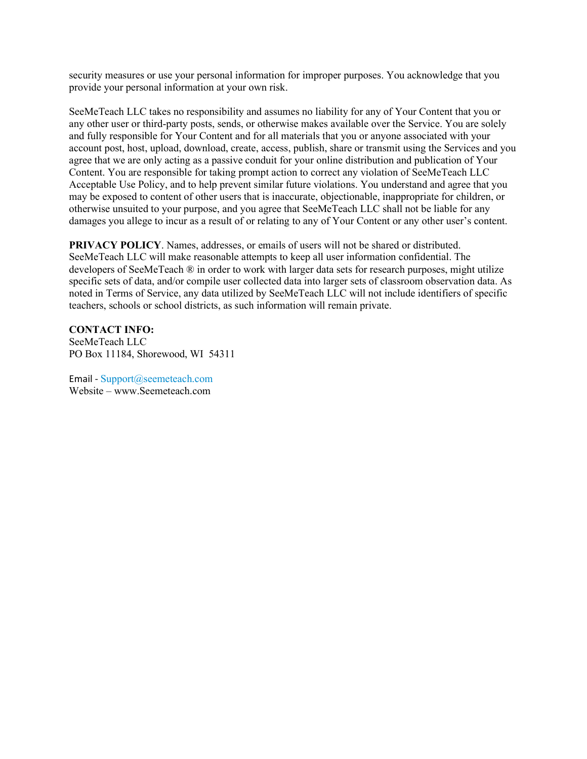security measures or use your personal information for improper purposes. You acknowledge that you provide your personal information at your own risk.

SeeMeTeach LLC takes no responsibility and assumes no liability for any of Your Content that you or any other user or third-party posts, sends, or otherwise makes available over the Service. You are solely and fully responsible for Your Content and for all materials that you or anyone associated with your account post, host, upload, download, create, access, publish, share or transmit using the Services and you agree that we are only acting as a passive conduit for your online distribution and publication of Your Content. You are responsible for taking prompt action to correct any violation of SeeMeTeach LLC Acceptable Use Policy, and to help prevent similar future violations. You understand and agree that you may be exposed to content of other users that is inaccurate, objectionable, inappropriate for children, or otherwise unsuited to your purpose, and you agree that SeeMeTeach LLC shall not be liable for any damages you allege to incur as a result of or relating to any of Your Content or any other user's content.

**PRIVACY POLICY**. Names, addresses, or emails of users will not be shared or distributed. SeeMeTeach LLC will make reasonable attempts to keep all user information confidential. The developers of SeeMeTeach ® in order to work with larger data sets for research purposes, might utilize specific sets of data, and/or compile user collected data into larger sets of classroom observation data. As noted in Terms of Service, any data utilized by SeeMeTeach LLC will not include identifiers of specific teachers, schools or school districts, as such information will remain private.

**CONTACT INFO:**
SeeMeTeach LLC
PO Box 11184, Shorewood, WI 54311

Email - Support@seemeteach.com
Website – www.Seemeteach.com